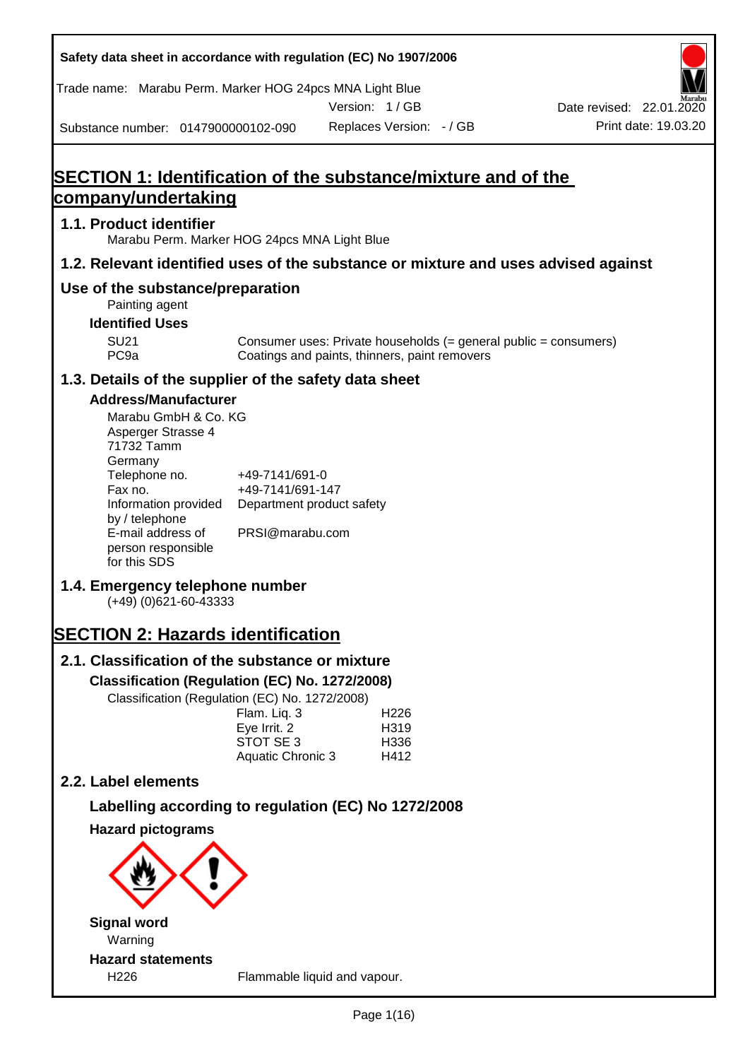Safety data sheet in accordance with regulation (EC) No 1907/2006

Trade name: Marabu Perm. Marker HOG 24pcs MNA Light Blue

Version: 1 / GB

Date revised: 22.01.2020

Substance number: 0147900000102-090

Replaces Version: - / GB

Print date: 19.03.20

# SECTION 1: Identification of the substance/mixture and of the company/undertaking

## 1.1. Product identifier

Marabu Perm. Marker HOG 24pcs MNA Light Blue

## 1.2. Relevant identified uses of the substance or mixture and uses advised against

## Use of the substance/preparation

Painting agent

### Identified Uses

| | |
|---|---|
| SU21 | Consumer uses: Private households (= general public = consumers) |
| PC9a | Coatings and paints, thinners, paint removers |

## 1.3. Details of the supplier of the safety data sheet

### Address/Manufacturer

Marabu GmbH & Co. KG
Asperger Strasse 4
71732 Tamm
Germany

| | |
|---|---|
| Telephone no. | +49-7141/691-0 |
| Fax no. | +49-7141/691-147 |
| Information provided by / telephone | Department product safety |
| E-mail address of person responsible for this SDS | PRSI@marabu.com |

## 1.4. Emergency telephone number

(+49) (0)621-60-43333

# SECTION 2: Hazards identification

## 2.1. Classification of the substance or mixture

### Classification (Regulation (EC) No. 1272/2008)

Classification (Regulation (EC) No. 1272/2008)

| | |
|---|---|
| Flam. Liq. 3 | H226 |
| Eye Irrit. 2 | H319 |
| STOT SE 3 | H336 |
| Aquatic Chronic 3 | H412 |

## 2.2. Label elements

### Labelling according to regulation (EC) No 1272/2008

### Hazard pictograms

### Signal word

Warning

### Hazard statements

| | |
|---|---|
| H226 | Flammable liquid and vapour. |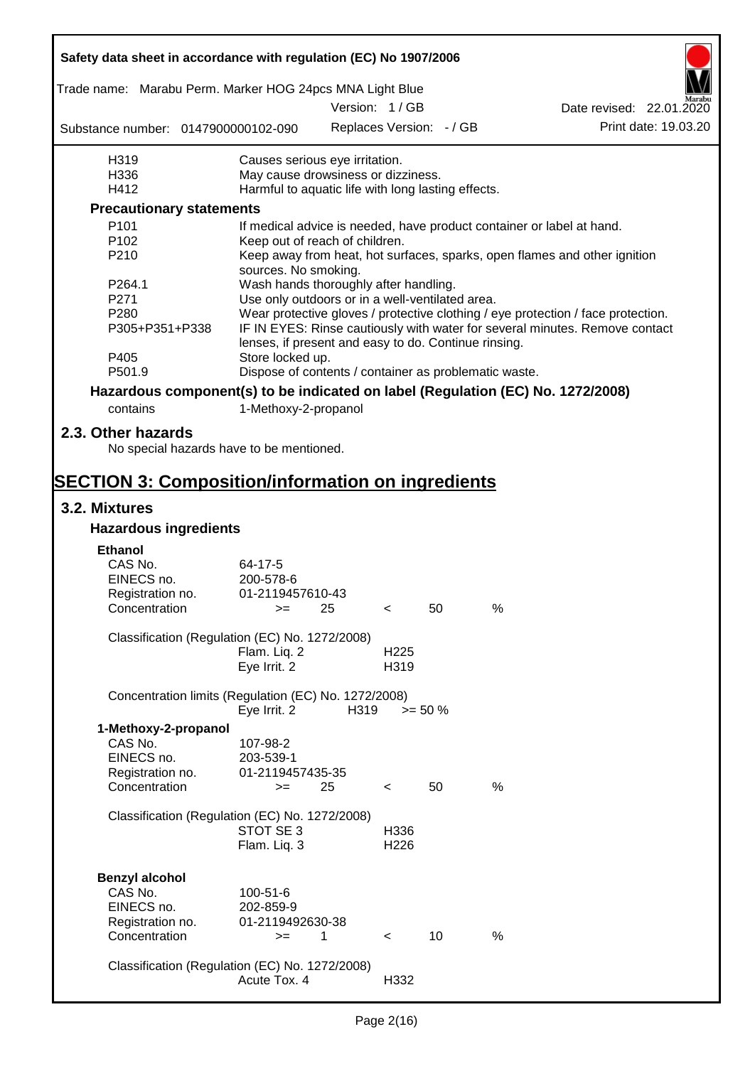| | |
|---|---|
| H319 | Causes serious eye irritation. |
| H336 | May cause drowsiness or dizziness. |
| H412 | Harmful to aquatic life with long lasting effects. |

**Precautionary statements**

| | |
|---|---|
| P101 | If medical advice is needed, have product container or label at hand. |
| P102 | Keep out of reach of children. |
| P210 | Keep away from heat, hot surfaces, sparks, open flames and other ignition sources. No smoking. |
| P264.1 | Wash hands thoroughly after handling. |
| P271 | Use only outdoors or in a well-ventilated area. |
| P280 | Wear protective gloves / protective clothing / eye protection / face protection. |
| P305+P351+P338 | IF IN EYES: Rinse cautiously with water for several minutes. Remove contact lenses, if present and easy to do. Continue rinsing. |
| P405 | Store locked up. |
| P501.9 | Dispose of contents / container as problematic waste. |

**Hazardous component(s) to be indicated on label (Regulation (EC) No. 1272/2008)**

contains 1-Methoxy-2-propanol

## 2.3. Other hazards

No special hazards have to be mentioned.

# SECTION 3: Composition/information on ingredients

## 3.2. Mixtures

### Hazardous ingredients

**Ethanol**

| | | | | | |
|---|---|---|---|---|---|
| CAS No. | 64-17-5 | | | | |
| EINECS no. | 200-578-6 | | | | |
| Registration no. | 01-2119457610-43 | | | | |
| Concentration | >= | 25 | < | 50 | % |

Classification (Regulation (EC) No. 1272/2008)

| | |
|---|---|
| Flam. Liq. 2 | H225 |
| Eye Irrit. 2 | H319 |

Concentration limits (Regulation (EC) No. 1272/2008)

| | | |
|---|---|---|
| Eye Irrit. 2 | H319 | >= 50 % |

**1-Methoxy-2-propanol**

| | | | | | |
|---|---|---|---|---|---|
| CAS No. | 107-98-2 | | | | |
| EINECS no. | 203-539-1 | | | | |
| Registration no. | 01-2119457435-35 | | | | |
| Concentration | >= | 25 | < | 50 | % |

Classification (Regulation (EC) No. 1272/2008)

| | |
|---|---|
| STOT SE 3 | H336 |
| Flam. Liq. 3 | H226 |

**Benzyl alcohol**

| | | | | | |
|---|---|---|---|---|---|
| CAS No. | 100-51-6 | | | | |
| EINECS no. | 202-859-9 | | | | |
| Registration no. | 01-2119492630-38 | | | | |
| Concentration | >= | 1 | < | 10 | % |

Classification (Regulation (EC) No. 1272/2008)

| | |
|---|---|
| Acute Tox. 4 | H332 |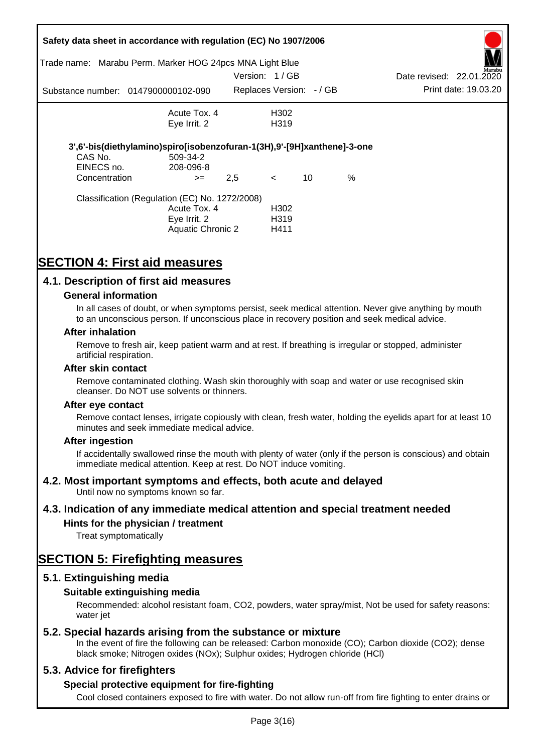| | | |
|---|---|---|
| | Acute Tox. 4 | H302 |
| | Eye Irrit. 2 | H319 |

**3',6'-bis(diethylamino)spiro[isobenzofuran-1(3H),9'-[9H]xanthene]-3-one**

| | | | | | |
|---|---|---|---|---|---|
| CAS No. | 509-34-2 | | | | |
| EINECS no. | 208-096-8 | | | | |
| Concentration | >= | 2,5 | < | 10 | % |

Classification (Regulation (EC) No. 1272/2008)

| | |
|---|---|
| Acute Tox. 4 | H302 |
| Eye Irrit. 2 | H319 |
| Aquatic Chronic 2 | H411 |

# SECTION 4: First aid measures

## 4.1. Description of first aid measures

### General information

In all cases of doubt, or when symptoms persist, seek medical attention. Never give anything by mouth to an unconscious person. If unconscious place in recovery position and seek medical advice.

### After inhalation

Remove to fresh air, keep patient warm and at rest. If breathing is irregular or stopped, administer artificial respiration.

### After skin contact

Remove contaminated clothing. Wash skin thoroughly with soap and water or use recognised skin cleanser. Do NOT use solvents or thinners.

### After eye contact

Remove contact lenses, irrigate copiously with clean, fresh water, holding the eyelids apart for at least 10 minutes and seek immediate medical advice.

### After ingestion

If accidentally swallowed rinse the mouth with plenty of water (only if the person is conscious) and obtain immediate medical attention. Keep at rest. Do NOT induce vomiting.

## 4.2. Most important symptoms and effects, both acute and delayed

Until now no symptoms known so far.

## 4.3. Indication of any immediate medical attention and special treatment needed

### Hints for the physician / treatment

Treat symptomatically

# SECTION 5: Firefighting measures

## 5.1. Extinguishing media

### Suitable extinguishing media

Recommended: alcohol resistant foam, $CO_2$, powders, water spray/mist, Not be used for safety reasons: water jet

## 5.2. Special hazards arising from the substance or mixture

In the event of fire the following can be released: Carbon monoxide (CO); Carbon dioxide ($CO_2$); dense black smoke; Nitrogen oxides ($NO_x$); Sulphur oxides; Hydrogen chloride (HCl)

## 5.3. Advice for firefighters

### Special protective equipment for fire-fighting

Cool closed containers exposed to fire with water. Do not allow run-off from fire fighting to enter drains or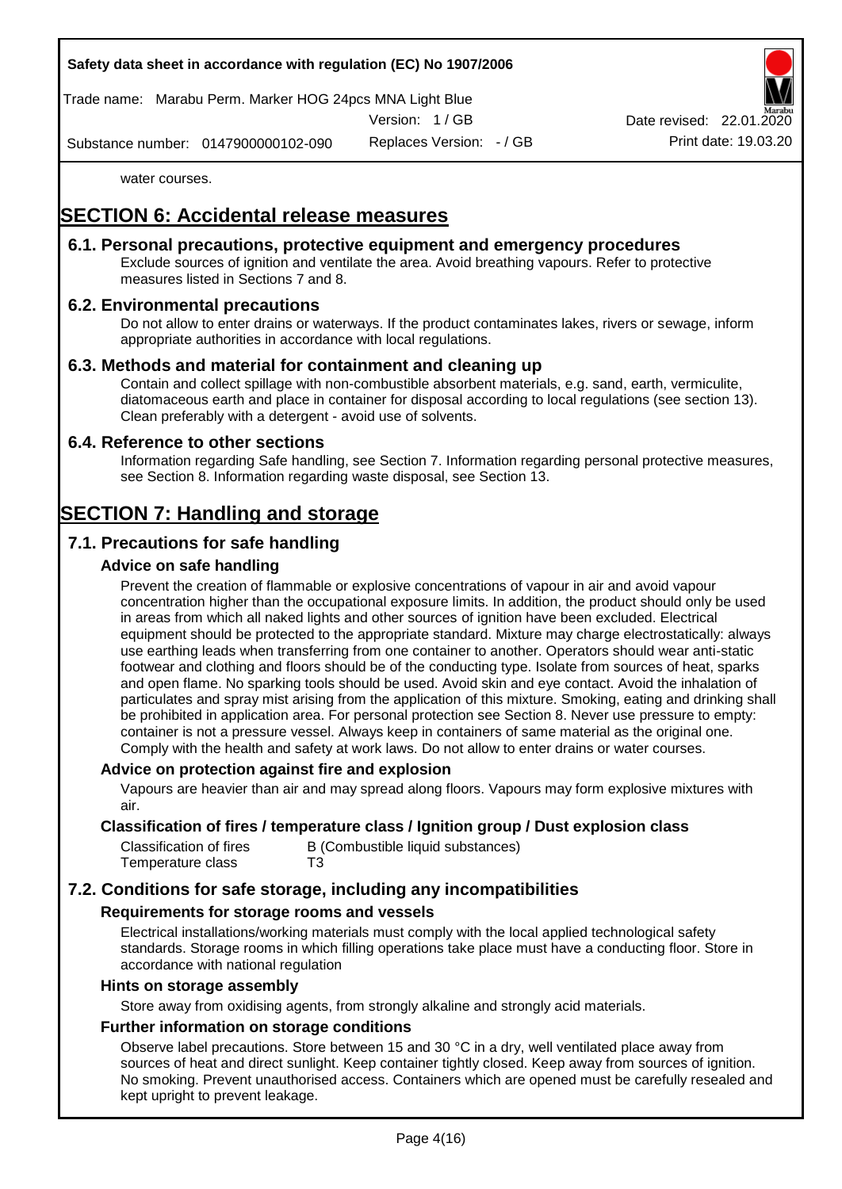water courses.

# SECTION 6: Accidental release measures

## 6.1. Personal precautions, protective equipment and emergency procedures

Exclude sources of ignition and ventilate the area. Avoid breathing vapours. Refer to protective measures listed in Sections 7 and 8.

## 6.2. Environmental precautions

Do not allow to enter drains or waterways. If the product contaminates lakes, rivers or sewage, inform appropriate authorities in accordance with local regulations.

## 6.3. Methods and material for containment and cleaning up

Contain and collect spillage with non-combustible absorbent materials, e.g. sand, earth, vermiculite, diatomaceous earth and place in container for disposal according to local regulations (see section 13). Clean preferably with a detergent - avoid use of solvents.

## 6.4. Reference to other sections

Information regarding Safe handling, see Section 7. Information regarding personal protective measures, see Section 8. Information regarding waste disposal, see Section 13.

# SECTION 7: Handling and storage

## 7.1. Precautions for safe handling

### Advice on safe handling

Prevent the creation of flammable or explosive concentrations of vapour in air and avoid vapour concentration higher than the occupational exposure limits. In addition, the product should only be used in areas from which all naked lights and other sources of ignition have been excluded. Electrical equipment should be protected to the appropriate standard. Mixture may charge electrostatically: always use earthing leads when transferring from one container to another. Operators should wear anti-static footwear and clothing and floors should be of the conducting type. Isolate from sources of heat, sparks and open flame. No sparking tools should be used. Avoid skin and eye contact. Avoid the inhalation of particulates and spray mist arising from the application of this mixture. Smoking, eating and drinking shall be prohibited in application area. For personal protection see Section 8. Never use pressure to empty: container is not a pressure vessel. Always keep in containers of same material as the original one. Comply with the health and safety at work laws. Do not allow to enter drains or water courses.

### Advice on protection against fire and explosion

Vapours are heavier than air and may spread along floors. Vapours may form explosive mixtures with air.

### Classification of fires / temperature class / Ignition group / Dust explosion class

| | |
|---|---|
| Classification of fires | B (Combustible liquid substances) |
| Temperature class | T3 |

## 7.2. Conditions for safe storage, including any incompatibilities

### Requirements for storage rooms and vessels

Electrical installations/working materials must comply with the local applied technological safety standards. Storage rooms in which filling operations take place must have a conducting floor. Store in accordance with national regulation

### Hints on storage assembly

Store away from oxidising agents, from strongly alkaline and strongly acid materials.

### Further information on storage conditions

Observe label precautions. Store between 15 and 30 °C in a dry, well ventilated place away from sources of heat and direct sunlight. Keep container tightly closed. Keep away from sources of ignition. No smoking. Prevent unauthorised access. Containers which are opened must be carefully resealed and kept upright to prevent leakage.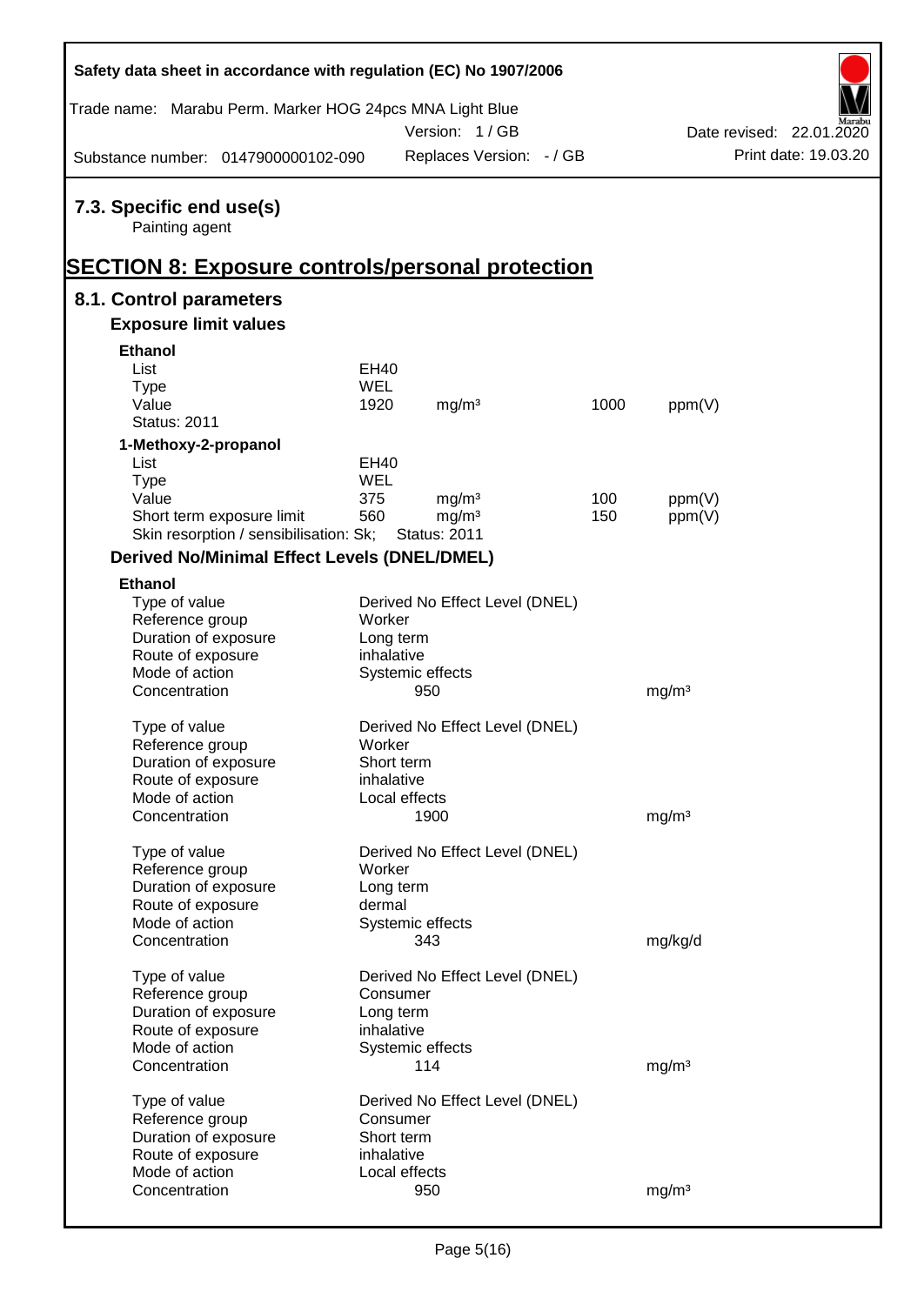## 7.3. Specific end use(s)

Painting agent

# SECTION 8: Exposure controls/personal protection

## 8.1. Control parameters

### Exposure limit values

**Ethanol**

| | | | | |
|---|---|---|---|---|
| List | EH40 | | | |
| Type | WEL | | | |
| Value | 1920 | mg/m³ | 1000 | ppm(V) |
| Status: 2011 | | | | |

**1-Methoxy-2-propanol**

| | | | | |
|---|---|---|---|---|
| List | EH40 | | | |
| Type | WEL | | | |
| Value | 375 | mg/m³ | 100 | ppm(V) |
| Short term exposure limit | 560 | mg/m³ | 150 | ppm(V) |
| Skin resorption / sensibilisation: Sk; | Status: 2011 | | | |

### Derived No/Minimal Effect Levels (DNEL/DMEL)

**Ethanol**

| | | |
|---|---|---|
| Type of value | Derived No Effect Level (DNEL) | |
| Reference group | Worker | |
| Duration of exposure | Long term | |
| Route of exposure | inhalative | |
| Mode of action | Systemic effects | |
| Concentration | 950 | mg/m³ |

| | | |
|---|---|---|
| Type of value | Derived No Effect Level (DNEL) | |
| Reference group | Worker | |
| Duration of exposure | Short term | |
| Route of exposure | inhalative | |
| Mode of action | Local effects | |
| Concentration | 1900 | mg/m³ |

| | | |
|---|---|---|
| Type of value | Derived No Effect Level (DNEL) | |
| Reference group | Worker | |
| Duration of exposure | Long term | |
| Route of exposure | dermal | |
| Mode of action | Systemic effects | |
| Concentration | 343 | mg/kg/d |

| | | |
|---|---|---|
| Type of value | Derived No Effect Level (DNEL) | |
| Reference group | Consumer | |
| Duration of exposure | Long term | |
| Route of exposure | inhalative | |
| Mode of action | Systemic effects | |
| Concentration | 114 | mg/m³ |

| | | |
|---|---|---|
| Type of value | Derived No Effect Level (DNEL) | |
| Reference group | Consumer | |
| Duration of exposure | Short term | |
| Route of exposure | inhalative | |
| Mode of action | Local effects | |
| Concentration | 950 | mg/m³ |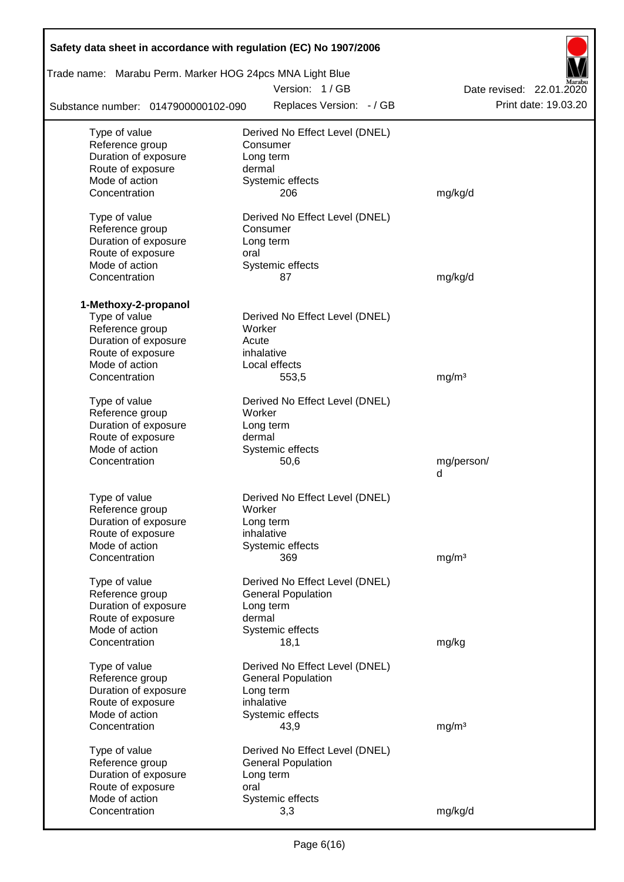| | | |
|---|---|---|
| Type of value | Derived No Effect Level (DNEL) | |
| Reference group | Consumer | |
| Duration of exposure | Long term | |
| Route of exposure | dermal | |
| Mode of action | Systemic effects | |
| Concentration | 206 | mg/kg/d |

| | | |
|---|---|---|
| Type of value | Derived No Effect Level (DNEL) | |
| Reference group | Consumer | |
| Duration of exposure | Long term | |
| Route of exposure | oral | |
| Mode of action | Systemic effects | |
| Concentration | 87 | mg/kg/d |

**1-Methoxy-2-propanol**

| | | |
|---|---|---|
| Type of value | Derived No Effect Level (DNEL) | |
| Reference group | Worker | |
| Duration of exposure | Acute | |
| Route of exposure | inhalative | |
| Mode of action | Local effects | |
| Concentration | 553,5 | mg/m³ |

| | | |
|---|---|---|
| Type of value | Derived No Effect Level (DNEL) | |
| Reference group | Worker | |
| Duration of exposure | Long term | |
| Route of exposure | dermal | |
| Mode of action | Systemic effects | |
| Concentration | 50,6 | mg/person/d |

| | | |
|---|---|---|
| Type of value | Derived No Effect Level (DNEL) | |
| Reference group | Worker | |
| Duration of exposure | Long term | |
| Route of exposure | inhalative | |
| Mode of action | Systemic effects | |
| Concentration | 369 | mg/m³ |

| | | |
|---|---|---|
| Type of value | Derived No Effect Level (DNEL) | |
| Reference group | General Population | |
| Duration of exposure | Long term | |
| Route of exposure | dermal | |
| Mode of action | Systemic effects | |
| Concentration | 18,1 | mg/kg |

| | | |
|---|---|---|
| Type of value | Derived No Effect Level (DNEL) | |
| Reference group | General Population | |
| Duration of exposure | Long term | |
| Route of exposure | inhalative | |
| Mode of action | Systemic effects | |
| Concentration | 43,9 | mg/m³ |

| | | |
|---|---|---|
| Type of value | Derived No Effect Level (DNEL) | |
| Reference group | General Population | |
| Duration of exposure | Long term | |
| Route of exposure | oral | |
| Mode of action | Systemic effects | |
| Concentration | 3,3 | mg/kg/d |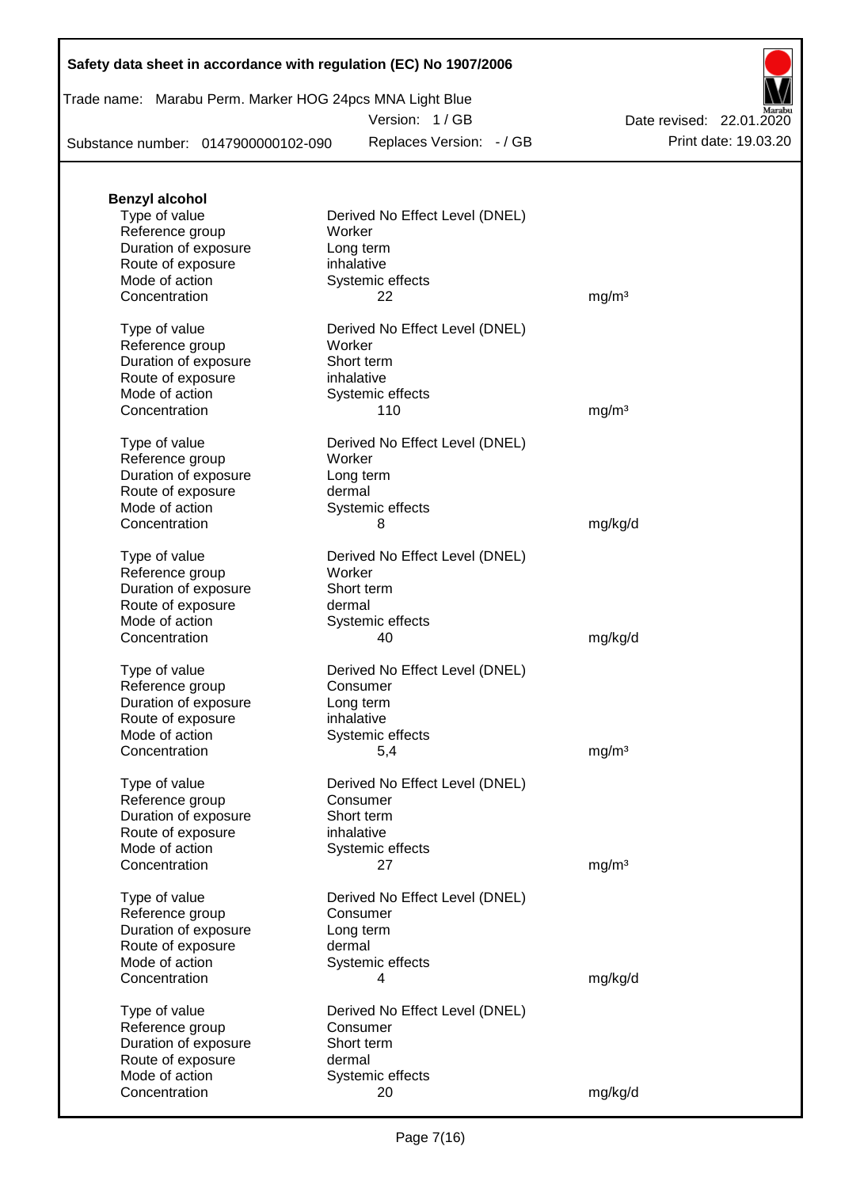**Benzyl alcohol**

| | | |
|---|---|---|
| Type of value | Derived No Effect Level (DNEL) | |
| Reference group | Worker | |
| Duration of exposure | Long term | |
| Route of exposure | inhalative | |
| Mode of action | Systemic effects | |
| Concentration | 22 | mg/m³ |

| | | |
|---|---|---|
| Type of value | Derived No Effect Level (DNEL) | |
| Reference group | Worker | |
| Duration of exposure | Short term | |
| Route of exposure | inhalative | |
| Mode of action | Systemic effects | |
| Concentration | 110 | mg/m³ |

| | | |
|---|---|---|
| Type of value | Derived No Effect Level (DNEL) | |
| Reference group | Worker | |
| Duration of exposure | Long term | |
| Route of exposure | dermal | |
| Mode of action | Systemic effects | |
| Concentration | 8 | mg/kg/d |

| | | |
|---|---|---|
| Type of value | Derived No Effect Level (DNEL) | |
| Reference group | Worker | |
| Duration of exposure | Short term | |
| Route of exposure | dermal | |
| Mode of action | Systemic effects | |
| Concentration | 40 | mg/kg/d |

| | | |
|---|---|---|
| Type of value | Derived No Effect Level (DNEL) | |
| Reference group | Consumer | |
| Duration of exposure | Long term | |
| Route of exposure | inhalative | |
| Mode of action | Systemic effects | |
| Concentration | 5,4 | mg/m³ |

| | | |
|---|---|---|
| Type of value | Derived No Effect Level (DNEL) | |
| Reference group | Consumer | |
| Duration of exposure | Short term | |
| Route of exposure | inhalative | |
| Mode of action | Systemic effects | |
| Concentration | 27 | mg/m³ |

| | | |
|---|---|---|
| Type of value | Derived No Effect Level (DNEL) | |
| Reference group | Consumer | |
| Duration of exposure | Long term | |
| Route of exposure | dermal | |
| Mode of action | Systemic effects | |
| Concentration | 4 | mg/kg/d |

| | | |
|---|---|---|
| Type of value | Derived No Effect Level (DNEL) | |
| Reference group | Consumer | |
| Duration of exposure | Short term | |
| Route of exposure | dermal | |
| Mode of action | Systemic effects | |
| Concentration | 20 | mg/kg/d |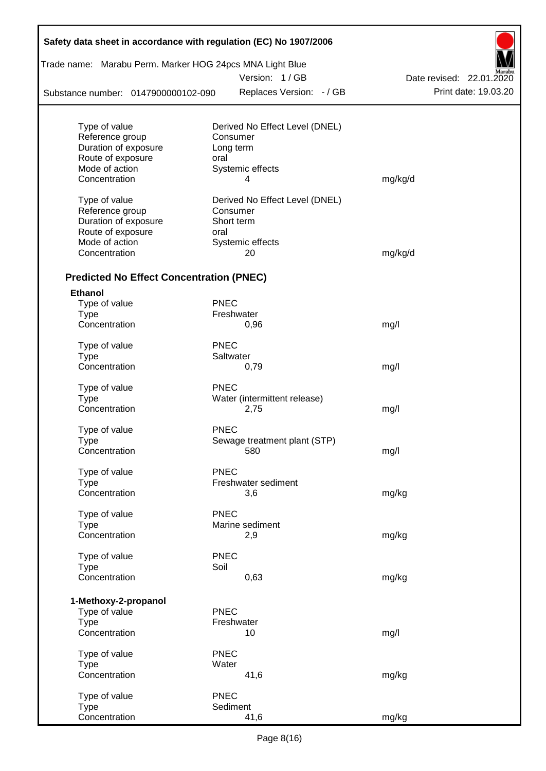| | | |
|---|---|---|
| Type of value | Derived No Effect Level (DNEL) | |
| Reference group | Consumer | |
| Duration of exposure | Long term | |
| Route of exposure | oral | |
| Mode of action | Systemic effects | |
| Concentration | 4 | mg/kg/d |

| | | |
|---|---|---|
| Type of value | Derived No Effect Level (DNEL) | |
| Reference group | Consumer | |
| Duration of exposure | Short term | |
| Route of exposure | oral | |
| Mode of action | Systemic effects | |
| Concentration | 20 | mg/kg/d |

### Predicted No Effect Concentration (PNEC)

**Ethanol**

| | | |
|---|---|---|
| Type of value | PNEC | |
| Type | Freshwater | |
| Concentration | 0,96 | mg/l |

| | | |
|---|---|---|
| Type of value | PNEC | |
| Type | Saltwater | |
| Concentration | 0,79 | mg/l |

| | | |
|---|---|---|
| Type of value | PNEC | |
| Type | Water (intermittent release) | |
| Concentration | 2,75 | mg/l |

| | | |
|---|---|---|
| Type of value | PNEC | |
| Type | Sewage treatment plant (STP) | |
| Concentration | 580 | mg/l |

| | | |
|---|---|---|
| Type of value | PNEC | |
| Type | Freshwater sediment | |
| Concentration | 3,6 | mg/kg |

| | | |
|---|---|---|
| Type of value | PNEC | |
| Type | Marine sediment | |
| Concentration | 2,9 | mg/kg |

| | | |
|---|---|---|
| Type of value | PNEC | |
| Type | Soil | |
| Concentration | 0,63 | mg/kg |

**1-Methoxy-2-propanol**

| | | |
|---|---|---|
| Type of value | PNEC | |
| Type | Freshwater | |
| Concentration | 10 | mg/l |

| | | |
|---|---|---|
| Type of value | PNEC | |
| Type | Water | |
| Concentration | 41,6 | mg/kg |

| | | |
|---|---|---|
| Type of value | PNEC | |
| Type | Sediment | |
| Concentration | 41,6 | mg/kg |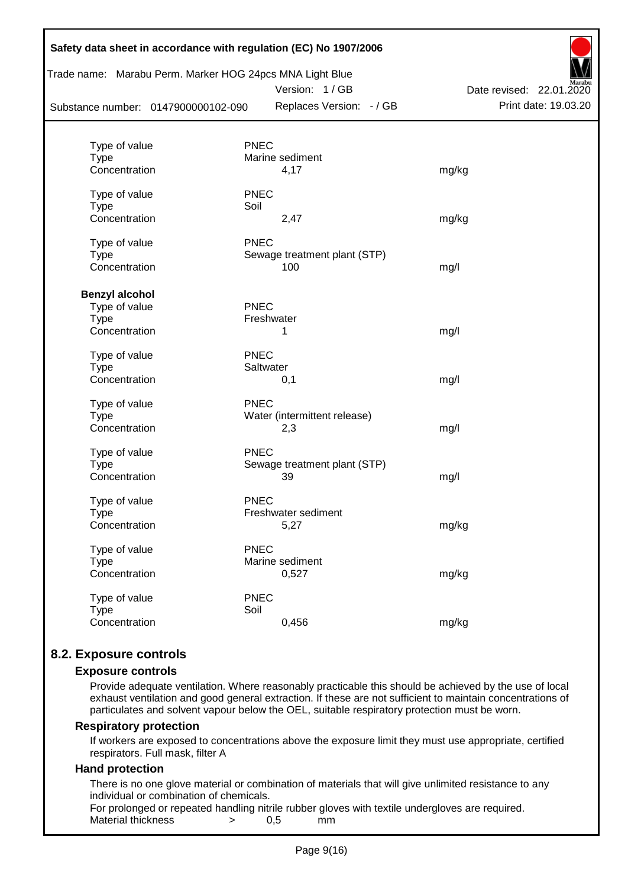| | | |
|---|---|---|
| Type of value | PNEC | |
| Type | Marine sediment | |
| Concentration | 4,17 | mg/kg |
| | | |
| Type of value | PNEC | |
| Type | Soil | |
| Concentration | 2,47 | mg/kg |
| | | |
| Type of value | PNEC | |
| Type | Sewage treatment plant (STP) | |
| Concentration | 100 | mg/l |

**Benzyl alcohol**

| | | |
|---|---|---|
| Type of value | PNEC | |
| Type | Freshwater | |
| Concentration | 1 | mg/l |
| | | |
| Type of value | PNEC | |
| Type | Saltwater | |
| Concentration | 0,1 | mg/l |
| | | |
| Type of value | PNEC | |
| Type | Water (intermittent release) | |
| Concentration | 2,3 | mg/l |
| | | |
| Type of value | PNEC | |
| Type | Sewage treatment plant (STP) | |
| Concentration | 39 | mg/l |
| | | |
| Type of value | PNEC | |
| Type | Freshwater sediment | |
| Concentration | 5,27 | mg/kg |
| | | |
| Type of value | PNEC | |
| Type | Marine sediment | |
| Concentration | 0,527 | mg/kg |
| | | |
| Type of value | PNEC | |
| Type | Soil | |
| Concentration | 0,456 | mg/kg |

## 8.2. Exposure controls

### Exposure controls

Provide adequate ventilation. Where reasonably practicable this should be achieved by the use of local exhaust ventilation and good general extraction. If these are not sufficient to maintain concentrations of particulates and solvent vapour below the OEL, suitable respiratory protection must be worn.

### Respiratory protection

If workers are exposed to concentrations above the exposure limit they must use appropriate, certified respirators. Full mask, filter A

### Hand protection

There is no one glove material or combination of materials that will give unlimited resistance to any individual or combination of chemicals.

For prolonged or repeated handling nitrile rubber gloves with textile undergloves are required.

Material thickness > 0,5 mm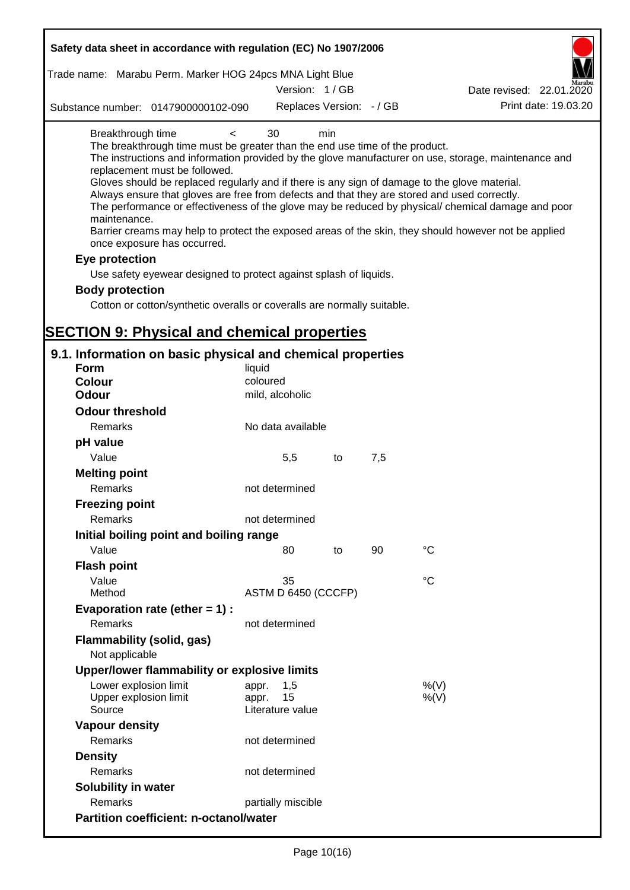Breakthrough time < 30 min

The breakthrough time must be greater than the end use time of the product.

The instructions and information provided by the glove manufacturer on use, storage, maintenance and replacement must be followed.

Gloves should be replaced regularly and if there is any sign of damage to the glove material.

Always ensure that gloves are free from defects and that they are stored and used correctly.

The performance or effectiveness of the glove may be reduced by physical/ chemical damage and poor maintenance.

Barrier creams may help to protect the exposed areas of the skin, they should however not be applied once exposure has occurred.

**Eye protection**

Use safety eyewear designed to protect against splash of liquids.

**Body protection**

Cotton or cotton/synthetic overalls or coveralls are normally suitable.

# SECTION 9: Physical and chemical properties

## 9.1. Information on basic physical and chemical properties

| | | | | |
|---|---|---|---|---|
| **Form** | liquid | | | |
| **Colour** | coloured | | | |
| **Odour** | mild, alcoholic | | | |
| **Odour threshold** | | | | |
| Remarks | No data available | | | |
| **pH value** | | | | |
| Value | 5,5 | to | 7,5 | |
| **Melting point** | | | | |
| Remarks | not determined | | | |
| **Freezing point** | | | | |
| Remarks | not determined | | | |
| **Initial boiling point and boiling range** | | | | |
| Value | 80 | to | 90 | °C |
| **Flash point** | | | | |
| Value | 35 | | | °C |
| Method | ASTM D 6450 (CCCFP) | | | |
| **Evaporation rate (ether = 1) :** | | | | |
| Remarks | not determined | | | |
| **Flammability (solid, gas)** | | | | |
| Not applicable | | | | |
| **Upper/lower flammability or explosive limits** | | | | |
| Lower explosion limit | appr. 1,5 | | | %(V) |
| Upper explosion limit | appr. 15 | | | %(V) |
| Source | Literature value | | | |
| **Vapour density** | | | | |
| Remarks | not determined | | | |
| **Density** | | | | |
| Remarks | not determined | | | |
| **Solubility in water** | | | | |
| Remarks | partially miscible | | | |
| **Partition coefficient: n-octanol/water** | | | | |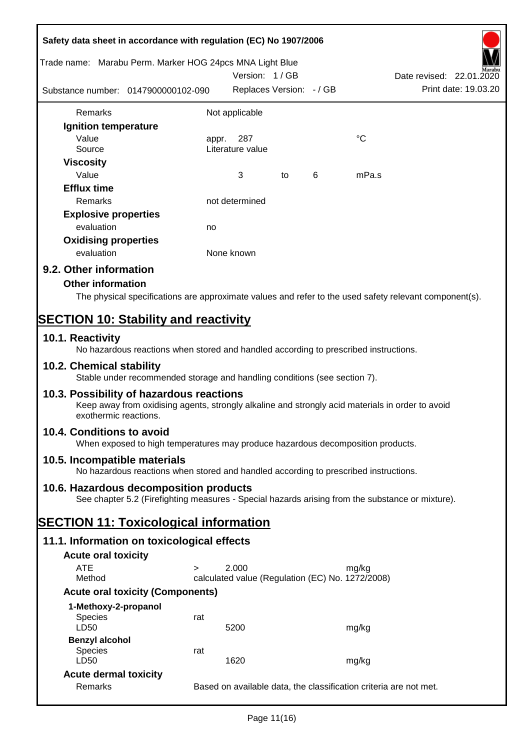| | | | | | |
|---|---|---|---|---|---|
| Remarks | Not applicable | | | | |
| **Ignition temperature** | | | | | |
| Value | appr. | 287 | | | °C |
| Source | Literature value | | | | |
| **Viscosity** | | | | | |
| Value | | 3 | to | 6 | mPa.s |
| **Efflux time** | | | | | |
| Remarks | not determined | | | | |
| **Explosive properties** | | | | | |
| evaluation | no | | | | |
| **Oxidising properties** | | | | | |
| evaluation | None known | | | | |

## 9.2. Other information

### Other information

The physical specifications are approximate values and refer to the used safety relevant component(s).

# SECTION 10: Stability and reactivity

## 10.1. Reactivity

No hazardous reactions when stored and handled according to prescribed instructions.

## 10.2. Chemical stability

Stable under recommended storage and handling conditions (see section 7).

## 10.3. Possibility of hazardous reactions

Keep away from oxidising agents, strongly alkaline and strongly acid materials in order to avoid exothermic reactions.

## 10.4. Conditions to avoid

When exposed to high temperatures may produce hazardous decomposition products.

## 10.5. Incompatible materials

No hazardous reactions when stored and handled according to prescribed instructions.

## 10.6. Hazardous decomposition products

See chapter 5.2 (Firefighting measures - Special hazards arising from the substance or mixture).

# SECTION 11: Toxicological information

## 11.1. Information on toxicological effects

### Acute oral toxicity

| | | | |
|---|---|---|---|
| ATE | > | 2.000 | mg/kg |
| Method | calculated value (Regulation (EC) No. 1272/2008) | | |

### Acute oral toxicity (Components)

| | | | |
|---|---|---|---|
| **1-Methoxy-2-propanol** | | | |
| Species | rat | | |
| LD50 | | 5200 | mg/kg |
| **Benzyl alcohol** | | | |
| Species | rat | | |
| LD50 | | 1620 | mg/kg |

### Acute dermal toxicity

| | |
|---|---|
| Remarks | Based on available data, the classification criteria are not met. |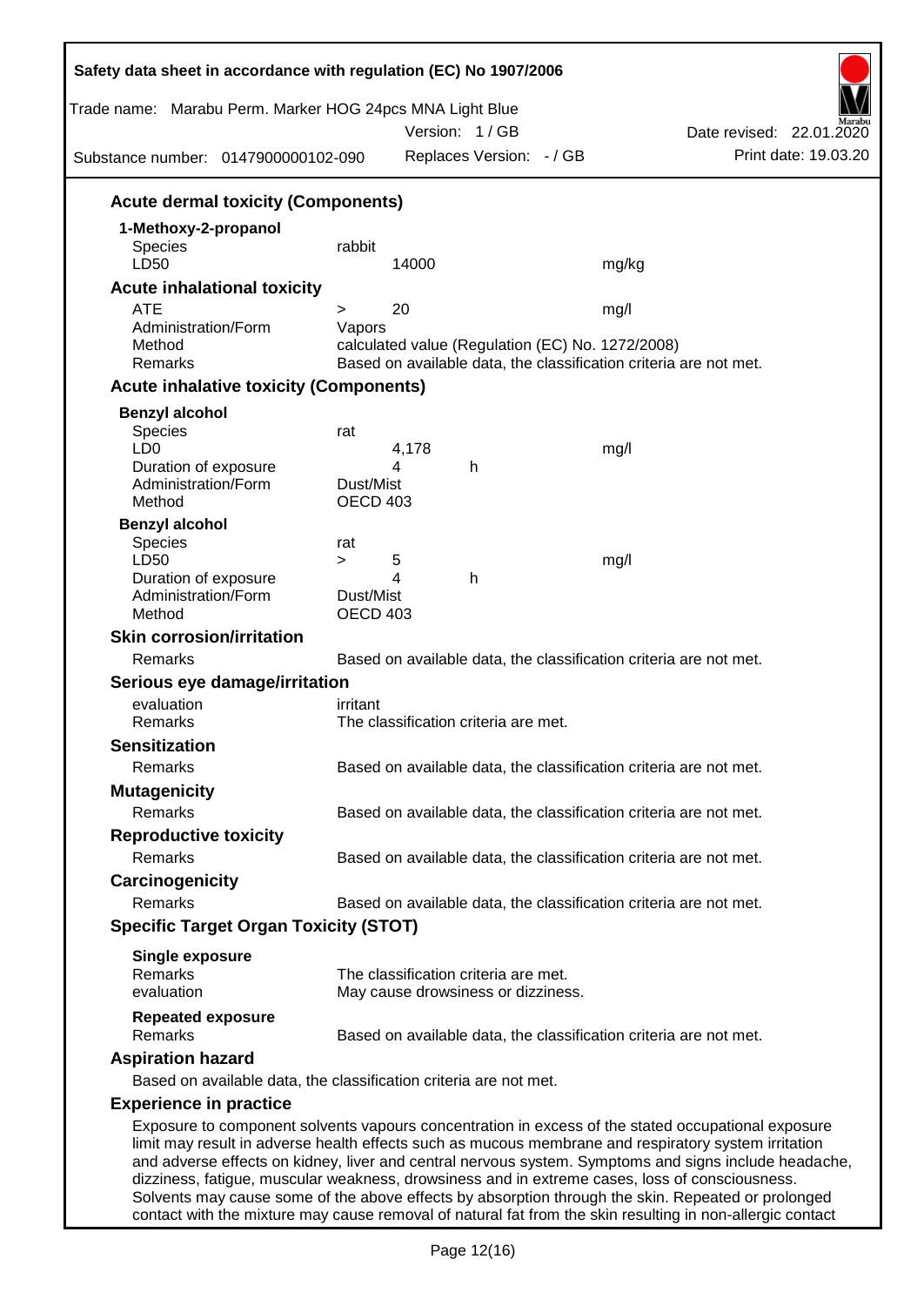### Acute dermal toxicity (Components)

**1-Methoxy-2-propanol**

| | | |
|---|---|---|
| Species | rabbit | |
| LD50 | 14000 | mg/kg |

### Acute inhalational toxicity

| | | |
|---|---|---|
| ATE | > 20 | mg/l |
| Administration/Form | Vapors | |
| Method | calculated value (Regulation (EC) No. 1272/2008) | |
| Remarks | Based on available data, the classification criteria are not met. | |

### Acute inhalative toxicity (Components)

**Benzyl alcohol**

| | | |
|---|---|---|
| Species | rat | |
| LD0 | 4,178 | mg/l |
| Duration of exposure | 4 h | |
| Administration/Form | Dust/Mist | |
| Method | OECD 403 | |

**Benzyl alcohol**

| | | |
|---|---|---|
| Species | rat | |
| LD50 | > 5 | mg/l |
| Duration of exposure | 4 h | |
| Administration/Form | Dust/Mist | |
| Method | OECD 403 | |

### Skin corrosion/irritation

Remarks: Based on available data, the classification criteria are not met.

### Serious eye damage/irritation

evaluation: irritant
Remarks: The classification criteria are met.

### Sensitization

Remarks: Based on available data, the classification criteria are not met.

### Mutagenicity

Remarks: Based on available data, the classification criteria are not met.

### Reproductive toxicity

Remarks: Based on available data, the classification criteria are not met.

### Carcinogenicity

Remarks: Based on available data, the classification criteria are not met.

### Specific Target Organ Toxicity (STOT)

**Single exposure**
Remarks: The classification criteria are met.
evaluation: May cause drowsiness or dizziness.

**Repeated exposure**
Remarks: Based on available data, the classification criteria are not met.

### Aspiration hazard

Based on available data, the classification criteria are not met.

### Experience in practice

Exposure to component solvents vapours concentration in excess of the stated occupational exposure limit may result in adverse health effects such as mucous membrane and respiratory system irritation and adverse effects on kidney, liver and central nervous system. Symptoms and signs include headache, dizziness, fatigue, muscular weakness, drowsiness and in extreme cases, loss of consciousness. Solvents may cause some of the above effects by absorption through the skin. Repeated or prolonged contact with the mixture may cause removal of natural fat from the skin resulting in non-allergic contact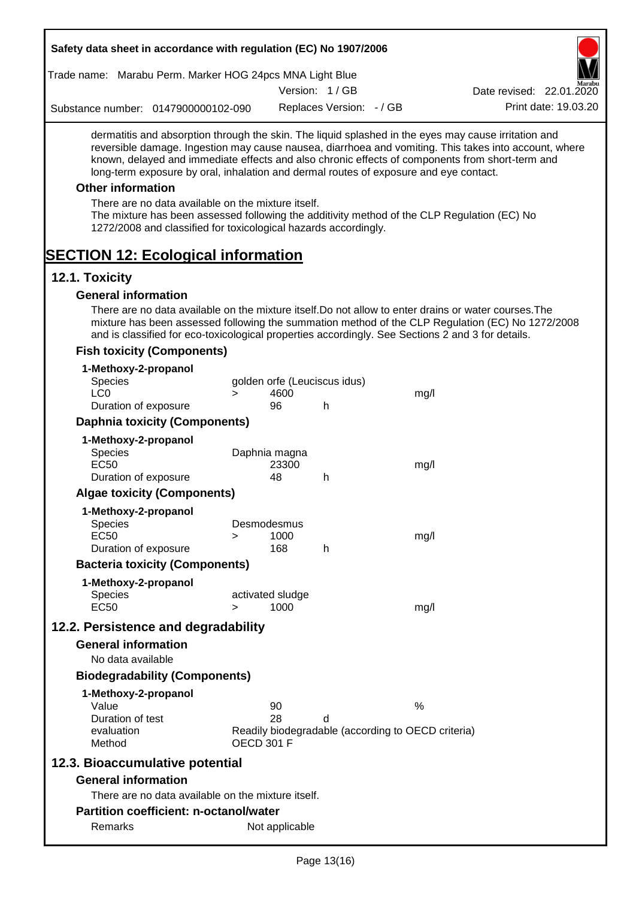dermatitis and absorption through the skin. The liquid splashed in the eyes may cause irritation and reversible damage. Ingestion may cause nausea, diarrhoea and vomiting. This takes into account, where known, delayed and immediate effects and also chronic effects of components from short-term and long-term exposure by oral, inhalation and dermal routes of exposure and eye contact.

### Other information

There are no data available on the mixture itself.
The mixture has been assessed following the additivity method of the CLP Regulation (EC) No 1272/2008 and classified for toxicological hazards accordingly.

# SECTION 12: Ecological information

## 12.1. Toxicity

### General information

There are no data available on the mixture itself.Do not allow to enter drains or water courses.The mixture has been assessed following the summation method of the CLP Regulation (EC) No 1272/2008 and is classified for eco-toxicological properties accordingly. See Sections 2 and 3 for details.

### Fish toxicity (Components)

**1-Methoxy-2-propanol**

| | | | | |
|---|---|---|---|---|
| Species | golden orfe (Leuciscus idus) | | | |
| LC0 | > | 4600 | | mg/l |
| Duration of exposure | | 96 | h | |

### Daphnia toxicity (Components)

**1-Methoxy-2-propanol**

| | | | | |
|---|---|---|---|---|
| Species | Daphnia magna | | | |
| EC50 | | 23300 | | mg/l |
| Duration of exposure | | 48 | h | |

### Algae toxicity (Components)

**1-Methoxy-2-propanol**

| | | | | |
|---|---|---|---|---|
| Species | Desmodesmus | | | |
| EC50 | > | 1000 | | mg/l |
| Duration of exposure | | 168 | h | |

### Bacteria toxicity (Components)

**1-Methoxy-2-propanol**

| | | | | |
|---|---|---|---|---|
| Species | activated sludge | | | |
| EC50 | > | 1000 | | mg/l |

## 12.2. Persistence and degradability

### General information

No data available

### Biodegradability (Components)

**1-Methoxy-2-propanol**

| | | | |
|---|---|---|---|
| Value | 90 | | % |
| Duration of test | 28 | d | |
| evaluation | Readily biodegradable (according to OECD criteria) | | |
| Method | OECD 301 F | | |

## 12.3. Bioaccumulative potential

### General information

There are no data available on the mixture itself.

### Partition coefficient: n-octanol/water

| | |
|---|---|
| Remarks | Not applicable |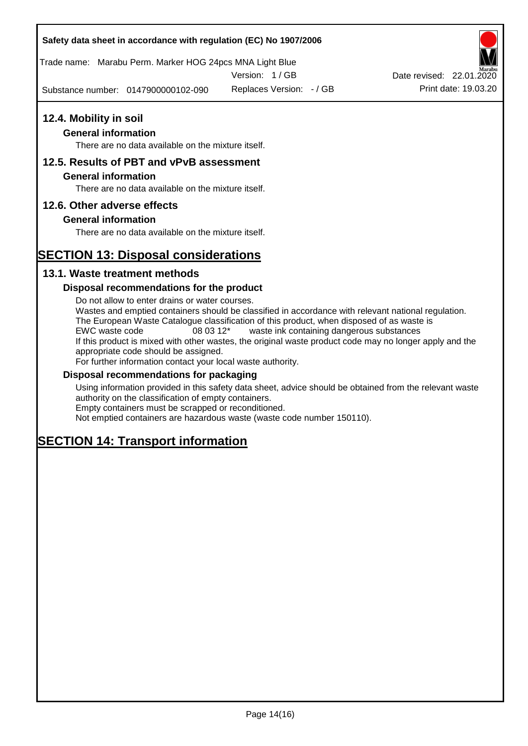## 12.4. Mobility in soil

### General information

There are no data available on the mixture itself.

## 12.5. Results of PBT and vPvB assessment

### General information

There are no data available on the mixture itself.

## 12.6. Other adverse effects

### General information

There are no data available on the mixture itself.

# SECTION 13: Disposal considerations

## 13.1. Waste treatment methods

### Disposal recommendations for the product

Do not allow to enter drains or water courses.
Wastes and emptied containers should be classified in accordance with relevant national regulation.
The European Waste Catalogue classification of this product, when disposed of as waste is
EWC waste code 08 03 12* waste ink containing dangerous substances
If this product is mixed with other wastes, the original waste product code may no longer apply and the appropriate code should be assigned.
For further information contact your local waste authority.

### Disposal recommendations for packaging

Using information provided in this safety data sheet, advice should be obtained from the relevant waste authority on the classification of empty containers.
Empty containers must be scrapped or reconditioned.
Not emptied containers are hazardous waste (waste code number 150110).

# SECTION 14: Transport information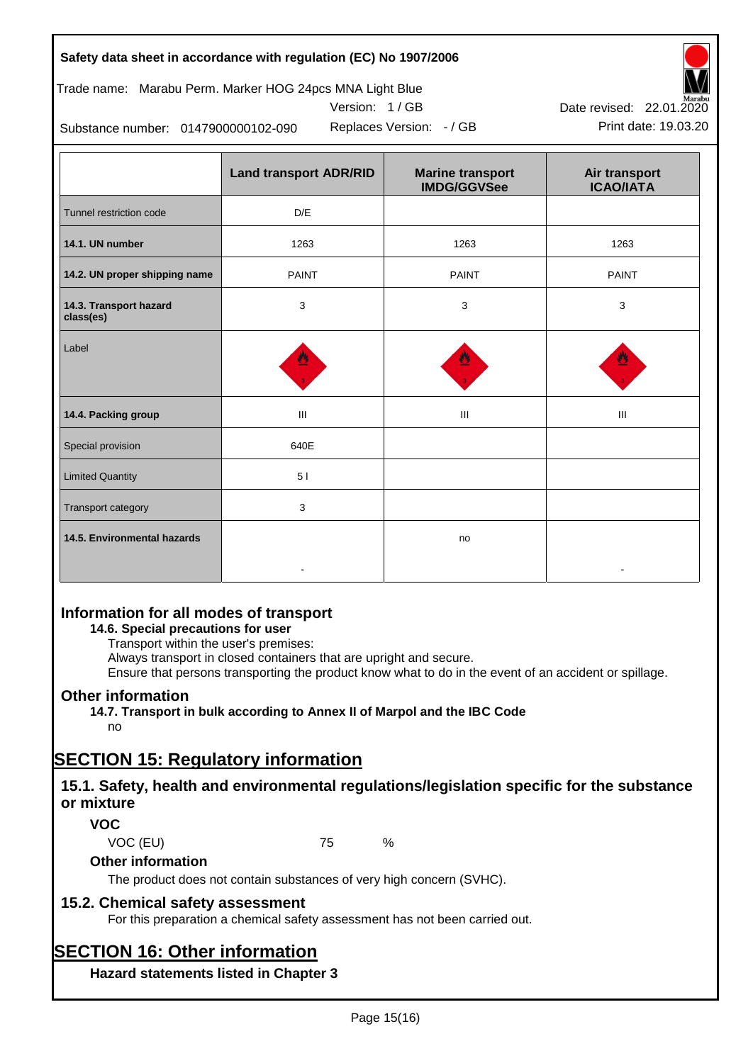| | Land transport ADR/RID | Marine transport IMDG/GGVSee | Air transport ICAO/IATA |
|---|---|---|---|
| Tunnel restriction code | D/E | | |
| **14.1. UN number** | 1263 | 1263 | 1263 |
| **14.2. UN proper shipping name** | PAINT | PAINT | PAINT |
| **14.3. Transport hazard class(es)** | 3 | 3 | 3 |
| Label | | | |
| **14.4. Packing group** | III | III | III |
| Special provision | 640E | | |
| Limited Quantity | 5 l | | |
| Transport category | 3 | | |
| **14.5. Environmental hazards** | - | no | - |

## Information for all modes of transport

**14.6. Special precautions for user**

Transport within the user's premises:
Always transport in closed containers that are upright and secure.
Ensure that persons transporting the product know what to do in the event of an accident or spillage.

## Other information

**14.7. Transport in bulk according to Annex II of Marpol and the IBC Code**

no

# SECTION 15: Regulatory information

## 15.1. Safety, health and environmental regulations/legislation specific for the substance or mixture

### VOC

VOC (EU) 75 %

### Other information

The product does not contain substances of very high concern (SVHC).

## 15.2. Chemical safety assessment

For this preparation a chemical safety assessment has not been carried out.

# SECTION 16: Other information

### Hazard statements listed in Chapter 3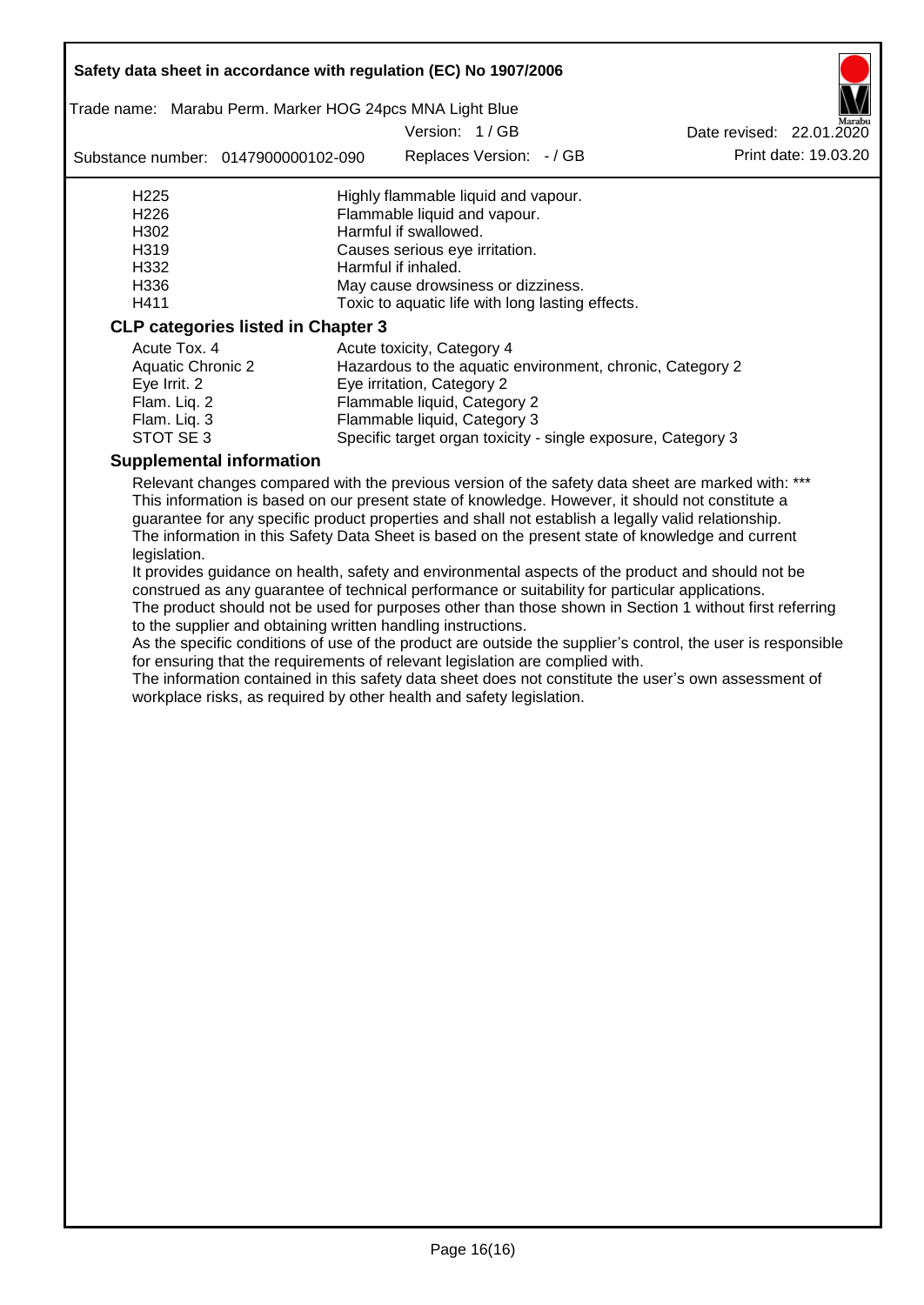| | |
|---|---|
| H225 | Highly flammable liquid and vapour. |
| H226 | Flammable liquid and vapour. |
| H302 | Harmful if swallowed. |
| H319 | Causes serious eye irritation. |
| H332 | Harmful if inhaled. |
| H336 | May cause drowsiness or dizziness. |
| H411 | Toxic to aquatic life with long lasting effects. |

### CLP categories listed in Chapter 3

| | |
|---|---|
| Acute Tox. 4 | Acute toxicity, Category 4 |
| Aquatic Chronic 2 | Hazardous to the aquatic environment, chronic, Category 2 |
| Eye Irrit. 2 | Eye irritation, Category 2 |
| Flam. Liq. 2 | Flammable liquid, Category 2 |
| Flam. Liq. 3 | Flammable liquid, Category 3 |
| STOT SE 3 | Specific target organ toxicity - single exposure, Category 3 |

### Supplemental information

Relevant changes compared with the previous version of the safety data sheet are marked with: ***
This information is based on our present state of knowledge. However, it should not constitute a guarantee for any specific product properties and shall not establish a legally valid relationship.
The information in this Safety Data Sheet is based on the present state of knowledge and current legislation.
It provides guidance on health, safety and environmental aspects of the product and should not be construed as any guarantee of technical performance or suitability for particular applications.
The product should not be used for purposes other than those shown in Section 1 without first referring to the supplier and obtaining written handling instructions.
As the specific conditions of use of the product are outside the supplier's control, the user is responsible for ensuring that the requirements of relevant legislation are complied with.
The information contained in this safety data sheet does not constitute the user's own assessment of workplace risks, as required by other health and safety legislation.